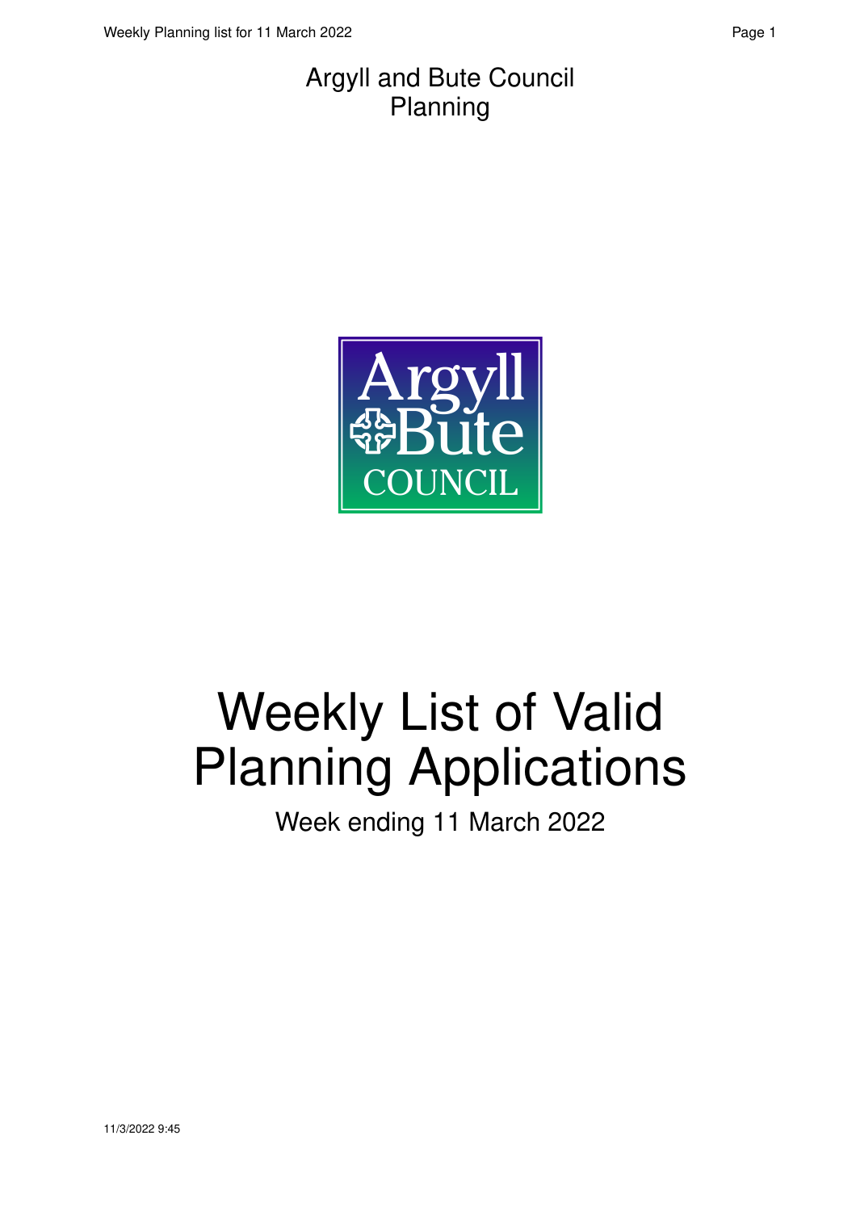Argyll and Bute Council
Planning

# Weekly List of Valid Planning Applications

Week ending 11 March 2022

11/3/2022 9:45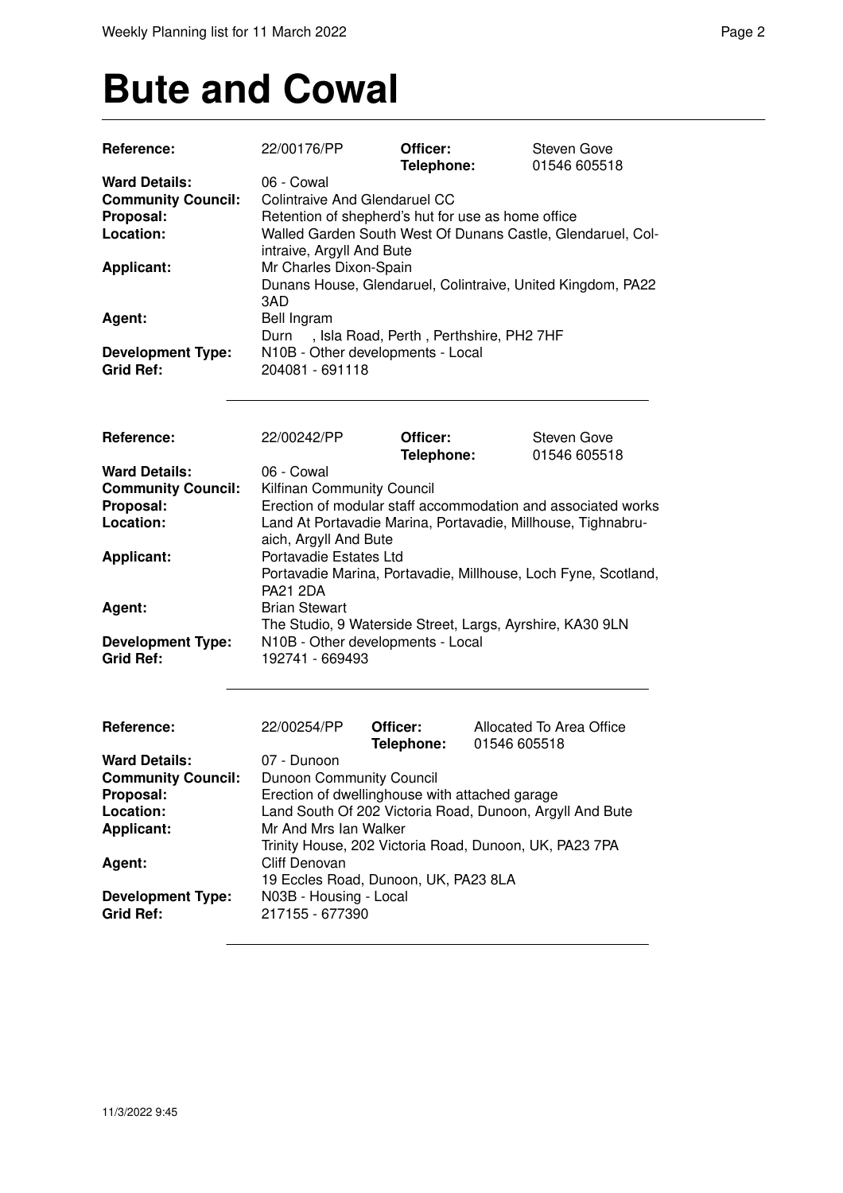# Bute and Cowal

| | | | |
|---|---|---|---|
| **Reference:** | 22/00176/PP | **Officer:** **Telephone:** | Steven Gove 01546 605518 |
| **Ward Details:** | 06 - Cowal | | |
| **Community Council:** | Colintraive And Glendaruel CC | | |
| **Proposal:** | Retention of shepherd's hut for use as home office | | |
| **Location:** | Walled Garden South West Of Dunans Castle, Glendaruel, Colintraive, Argyll And Bute | | |
| **Applicant:** | Mr Charles Dixon-Spain Dunans House, Glendaruel, Colintraive, United Kingdom, PA22 3AD | | |
| **Agent:** | Bell Ingram Durn , Isla Road, Perth , Perthshire, PH2 7HF | | |
| **Development Type:** | N10B - Other developments - Local | | |
| **Grid Ref:** | 204081 - 691118 | | |

| | | | |
|---|---|---|---|
| **Reference:** | 22/00242/PP | **Officer:** **Telephone:** | Steven Gove 01546 605518 |
| **Ward Details:** | 06 - Cowal | | |
| **Community Council:** | Kilfinan Community Council | | |
| **Proposal:** | Erection of modular staff accommodation and associated works | | |
| **Location:** | Land At Portavadie Marina, Portavadie, Millhouse, Tighnabruaich, Argyll And Bute | | |
| **Applicant:** | Portavadie Estates Ltd Portavadie Marina, Portavadie, Millhouse, Loch Fyne, Scotland, PA21 2DA | | |
| **Agent:** | Brian Stewart The Studio, 9 Waterside Street, Largs, Ayrshire, KA30 9LN | | |
| **Development Type:** | N10B - Other developments - Local | | |
| **Grid Ref:** | 192741 - 669493 | | |

| | | | |
|---|---|---|---|
| **Reference:** | 22/00254/PP | **Officer:** **Telephone:** | Allocated To Area Office 01546 605518 |
| **Ward Details:** | 07 - Dunoon | | |
| **Community Council:** | Dunoon Community Council | | |
| **Proposal:** | Erection of dwellinghouse with attached garage | | |
| **Location:** | Land South Of 202 Victoria Road, Dunoon, Argyll And Bute | | |
| **Applicant:** | Mr And Mrs Ian Walker Trinity House, 202 Victoria Road, Dunoon, UK, PA23 7PA | | |
| **Agent:** | Cliff Denovan 19 Eccles Road, Dunoon, UK, PA23 8LA | | |
| **Development Type:** | N03B - Housing - Local | | |
| **Grid Ref:** | 217155 - 677390 | | |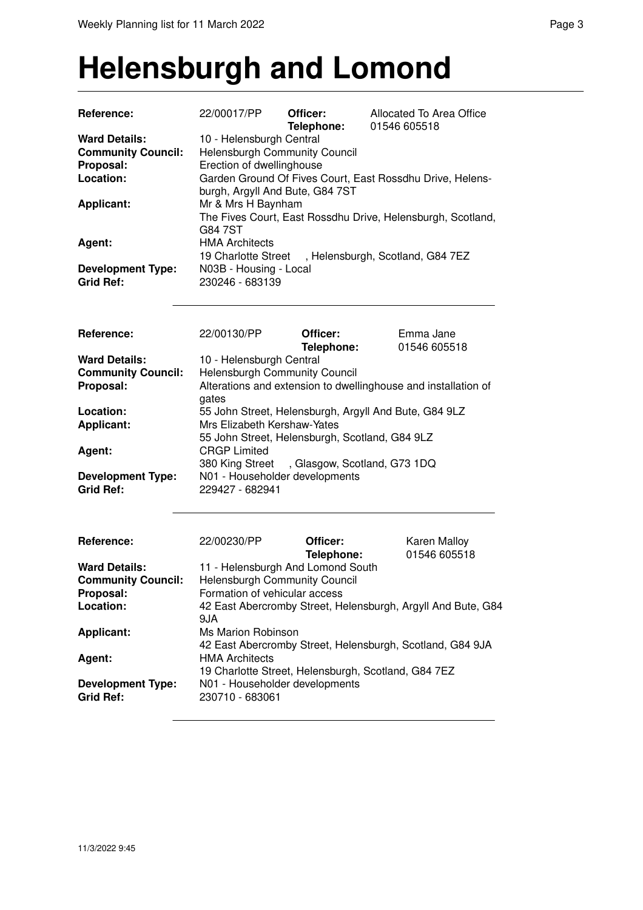# Helensburgh and Lomond

| | | | |
|---|---|---|---|
| **Reference:** | 22/00017/PP | **Officer:** **Telephone:** | Allocated To Area Office 01546 605518 |
| **Ward Details:** | 10 - Helensburgh Central | | |
| **Community Council:** | Helensburgh Community Council | | |
| **Proposal:** | Erection of dwellinghouse | | |
| **Location:** | Garden Ground Of Fives Court, East Rossdhu Drive, Helensburgh, Argyll And Bute, G84 7ST | | |
| **Applicant:** | Mr & Mrs H Baynham The Fives Court, East Rossdhu Drive, Helensburgh, Scotland, G84 7ST | | |
| **Agent:** | HMA Architects 19 Charlotte Street , Helensburgh, Scotland, G84 7EZ | | |
| **Development Type:** | N03B - Housing - Local | | |
| **Grid Ref:** | 230246 - 683139 | | |

| | | | |
|---|---|---|---|
| **Reference:** | 22/00130/PP | **Officer:** **Telephone:** | Emma Jane 01546 605518 |
| **Ward Details:** | 10 - Helensburgh Central | | |
| **Community Council:** | Helensburgh Community Council | | |
| **Proposal:** | Alterations and extension to dwellinghouse and installation of gates | | |
| **Location:** | 55 John Street, Helensburgh, Argyll And Bute, G84 9LZ | | |
| **Applicant:** | Mrs Elizabeth Kershaw-Yates 55 John Street, Helensburgh, Scotland, G84 9LZ | | |
| **Agent:** | CRGP Limited 380 King Street , Glasgow, Scotland, G73 1DQ | | |
| **Development Type:** | N01 - Householder developments | | |
| **Grid Ref:** | 229427 - 682941 | | |

| | | | |
|---|---|---|---|
| **Reference:** | 22/00230/PP | **Officer:** **Telephone:** | Karen Malloy 01546 605518 |
| **Ward Details:** | 11 - Helensburgh And Lomond South | | |
| **Community Council:** | Helensburgh Community Council | | |
| **Proposal:** | Formation of vehicular access | | |
| **Location:** | 42 East Abercromby Street, Helensburgh, Argyll And Bute, G84 9JA | | |
| **Applicant:** | Ms Marion Robinson 42 East Abercromby Street, Helensburgh, Scotland, G84 9JA | | |
| **Agent:** | HMA Architects 19 Charlotte Street, Helensburgh, Scotland, G84 7EZ | | |
| **Development Type:** | N01 - Householder developments | | |
| **Grid Ref:** | 230710 - 683061 | | |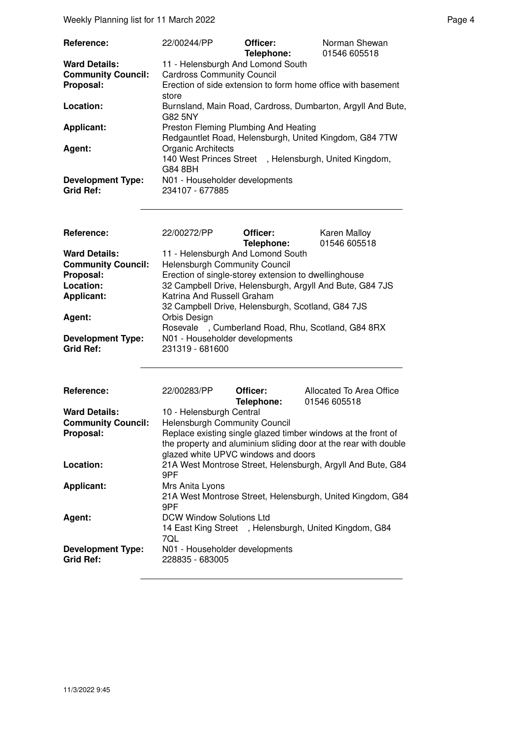| | | | |
|---|---|---|---|
| **Reference:** | 22/00244/PP | **Officer:** **Telephone:** | Norman Shewan 01546 605518 |
| **Ward Details:** | 11 - Helensburgh And Lomond South | | |
| **Community Council:** | Cardross Community Council | | |
| **Proposal:** | Erection of side extension to form home office with basement store | | |
| **Location:** | Burnsland, Main Road, Cardross, Dumbarton, Argyll And Bute, G82 5NY | | |
| **Applicant:** | Preston Fleming Plumbing And Heating Redgauntlet Road, Helensburgh, United Kingdom, G84 7TW | | |
| **Agent:** | Organic Architects 140 West Princes Street , Helensburgh, United Kingdom, G84 8BH | | |
| **Development Type:** | N01 - Householder developments | | |
| **Grid Ref:** | 234107 - 677885 | | |

| | | | |
|---|---|---|---|
| **Reference:** | 22/00272/PP | **Officer:** **Telephone:** | Karen Malloy 01546 605518 |
| **Ward Details:** | 11 - Helensburgh And Lomond South | | |
| **Community Council:** | Helensburgh Community Council | | |
| **Proposal:** | Erection of single-storey extension to dwellinghouse | | |
| **Location:** | 32 Campbell Drive, Helensburgh, Argyll And Bute, G84 7JS | | |
| **Applicant:** | Katrina And Russell Graham 32 Campbell Drive, Helensburgh, Scotland, G84 7JS | | |
| **Agent:** | Orbis Design Rosevale , Cumberland Road, Rhu, Scotland, G84 8RX | | |
| **Development Type:** | N01 - Householder developments | | |
| **Grid Ref:** | 231319 - 681600 | | |

| | | | |
|---|---|---|---|
| **Reference:** | 22/00283/PP | **Officer:** **Telephone:** | Allocated To Area Office 01546 605518 |
| **Ward Details:** | 10 - Helensburgh Central | | |
| **Community Council:** | Helensburgh Community Council | | |
| **Proposal:** | Replace existing single glazed timber windows at the front of the property and aluminium sliding door at the rear with double glazed white UPVC windows and doors | | |
| **Location:** | 21A West Montrose Street, Helensburgh, Argyll And Bute, G84 9PF | | |
| **Applicant:** | Mrs Anita Lyons 21A West Montrose Street, Helensburgh, United Kingdom, G84 9PF | | |
| **Agent:** | DCW Window Solutions Ltd 14 East King Street , Helensburgh, United Kingdom, G84 7QL | | |
| **Development Type:** | N01 - Householder developments | | |
| **Grid Ref:** | 228835 - 683005 | | |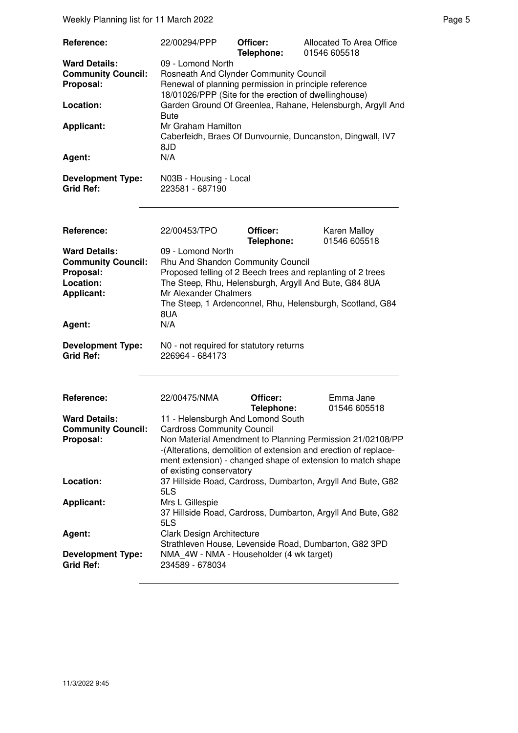| | | | |
|---|---|---|---|
| **Reference:** | 22/00294/PPP | **Officer:** **Telephone:** | Allocated To Area Office 01546 605518 |
| **Ward Details:** | 09 - Lomond North | | |
| **Community Council:** | Rosneath And Clynder Community Council | | |
| **Proposal:** | Renewal of planning permission in principle reference 18/01026/PPP (Site for the erection of dwellinghouse) | | |
| **Location:** | Garden Ground Of Greenlea, Rahane, Helensburgh, Argyll And Bute | | |
| **Applicant:** | Mr Graham Hamilton Caberfeidh, Braes Of Dunvournie, Duncanston, Dingwall, IV7 8JD | | |
| **Agent:** | N/A | | |
| **Development Type:** | N03B - Housing - Local | | |
| **Grid Ref:** | 223581 - 687190 | | |

| | | | |
|---|---|---|---|
| **Reference:** | 22/00453/TPO | **Officer:** **Telephone:** | Karen Malloy 01546 605518 |
| **Ward Details:** | 09 - Lomond North | | |
| **Community Council:** | Rhu And Shandon Community Council | | |
| **Proposal:** | Proposed felling of 2 Beech trees and replanting of 2 trees | | |
| **Location:** | The Steep, Rhu, Helensburgh, Argyll And Bute, G84 8UA | | |
| **Applicant:** | Mr Alexander Chalmers The Steep, 1 Ardenconnel, Rhu, Helensburgh, Scotland, G84 8UA | | |
| **Agent:** | N/A | | |
| **Development Type:** | N0 - not required for statutory returns | | |
| **Grid Ref:** | 226964 - 684173 | | |

| | | | |
|---|---|---|---|
| **Reference:** | 22/00475/NMA | **Officer:** **Telephone:** | Emma Jane 01546 605518 |
| **Ward Details:** | 11 - Helensburgh And Lomond South | | |
| **Community Council:** | Cardross Community Council | | |
| **Proposal:** | Non Material Amendment to Planning Permission 21/02108/PP -(Alterations, demolition of extension and erection of replacement extension) - changed shape of extension to match shape of existing conservatory | | |
| **Location:** | 37 Hillside Road, Cardross, Dumbarton, Argyll And Bute, G82 5LS | | |
| **Applicant:** | Mrs L Gillespie 37 Hillside Road, Cardross, Dumbarton, Argyll And Bute, G82 5LS | | |
| **Agent:** | Clark Design Architecture Strathleven House, Levenside Road, Dumbarton, G82 3PD | | |
| **Development Type:** | NMA_4W - NMA - Householder (4 wk target) | | |
| **Grid Ref:** | 234589 - 678034 | | |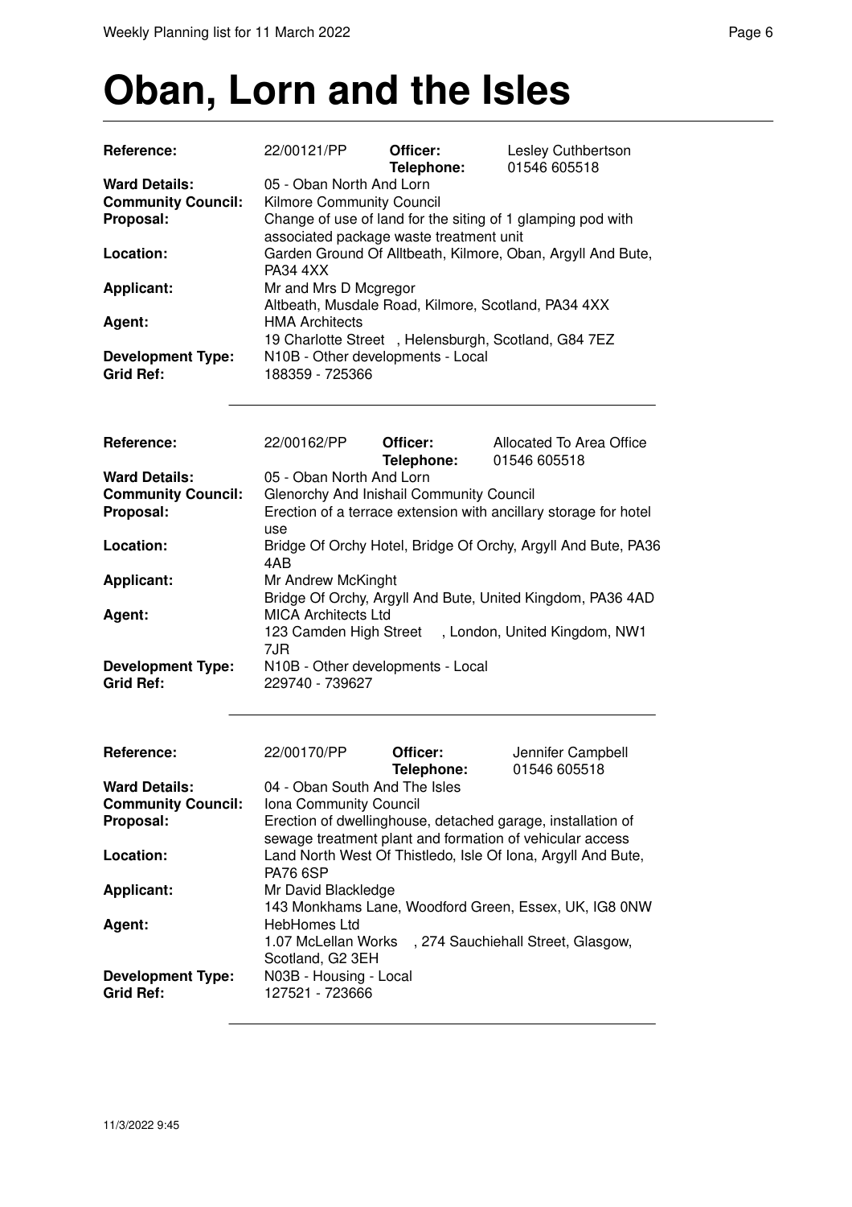# Oban, Lorn and the Isles

| | | | |
|---|---|---|---|
| **Reference:** | 22/00121/PP | **Officer:** | Lesley Cuthbertson |
| | | **Telephone:** | 01546 605518 |
| **Ward Details:** | 05 - Oban North And Lorn | | |
| **Community Council:** | Kilmore Community Council | | |
| **Proposal:** | Change of use of land for the siting of 1 glamping pod with associated package waste treatment unit | | |
| **Location:** | Garden Ground Of Alltbeath, Kilmore, Oban, Argyll And Bute, PA34 4XX | | |
| **Applicant:** | Mr and Mrs D Mcgregor<br>Altbeath, Musdale Road, Kilmore, Scotland, PA34 4XX | | |
| **Agent:** | HMA Architects<br>19 Charlotte Street , Helensburgh, Scotland, G84 7EZ | | |
| **Development Type:** | N10B - Other developments - Local | | |
| **Grid Ref:** | 188359 - 725366 | | |

| | | | |
|---|---|---|---|
| **Reference:** | 22/00162/PP | **Officer:** | Allocated To Area Office |
| | | **Telephone:** | 01546 605518 |
| **Ward Details:** | 05 - Oban North And Lorn | | |
| **Community Council:** | Glenorchy And Inishail Community Council | | |
| **Proposal:** | Erection of a terrace extension with ancillary storage for hotel use | | |
| **Location:** | Bridge Of Orchy Hotel, Bridge Of Orchy, Argyll And Bute, PA36 4AB | | |
| **Applicant:** | Mr Andrew McKinght<br>Bridge Of Orchy, Argyll And Bute, United Kingdom, PA36 4AD | | |
| **Agent:** | MICA Architects Ltd<br>123 Camden High Street , London, United Kingdom, NW1 7JR | | |
| **Development Type:** | N10B - Other developments - Local | | |
| **Grid Ref:** | 229740 - 739627 | | |

| | | | |
|---|---|---|---|
| **Reference:** | 22/00170/PP | **Officer:** | Jennifer Campbell |
| | | **Telephone:** | 01546 605518 |
| **Ward Details:** | 04 - Oban South And The Isles | | |
| **Community Council:** | Iona Community Council | | |
| **Proposal:** | Erection of dwellinghouse, detached garage, installation of sewage treatment plant and formation of vehicular access | | |
| **Location:** | Land North West Of Thistledo, Isle Of Iona, Argyll And Bute, PA76 6SP | | |
| **Applicant:** | Mr David Blackledge<br>143 Monkhams Lane, Woodford Green, Essex, UK, IG8 0NW | | |
| **Agent:** | HebHomes Ltd<br>1.07 McLellan Works , 274 Sauchiehall Street, Glasgow, Scotland, G2 3EH | | |
| **Development Type:** | N03B - Housing - Local | | |
| **Grid Ref:** | 127521 - 723666 | | |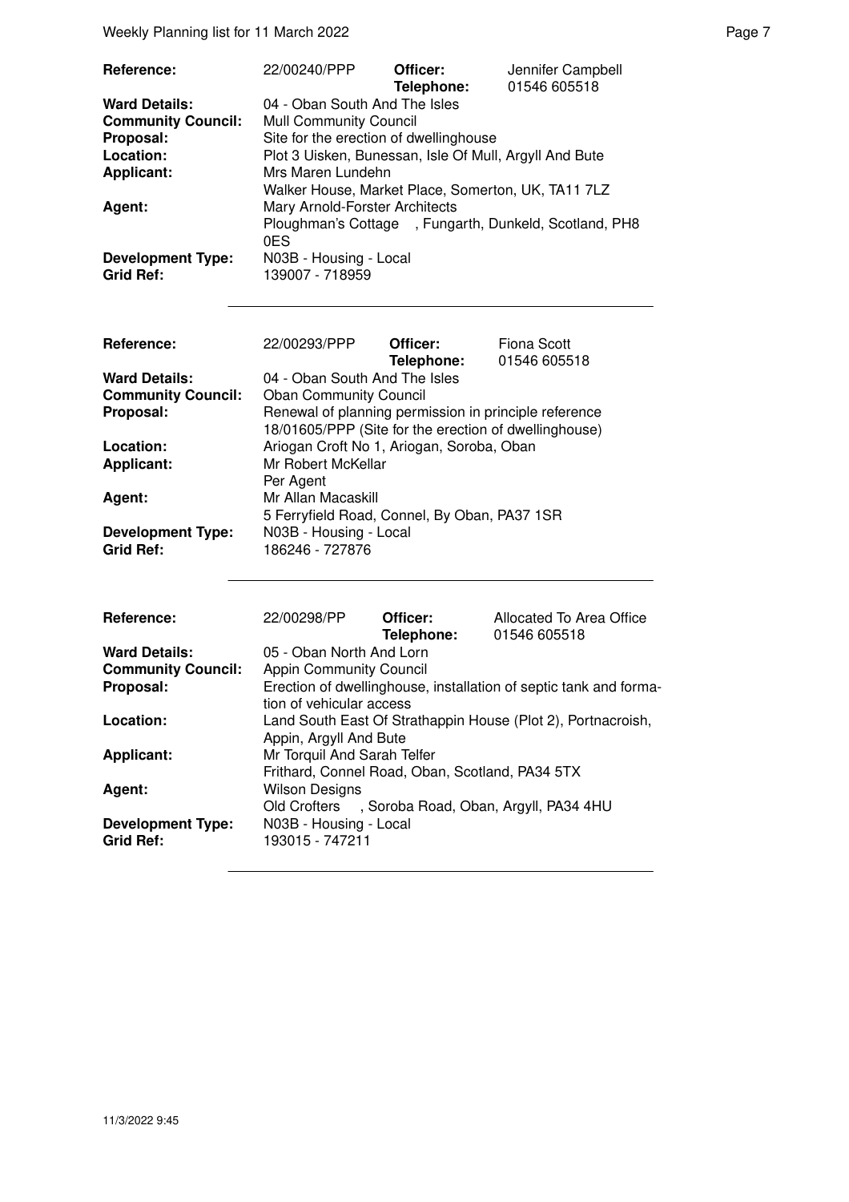| | | | |
|---|---|---|---|
| **Reference:** | 22/00240/PPP | **Officer:** | Jennifer Campbell |
| | | **Telephone:** | 01546 605518 |
| **Ward Details:** | 04 - Oban South And The Isles | | |
| **Community Council:** | Mull Community Council | | |
| **Proposal:** | Site for the erection of dwellinghouse | | |
| **Location:** | Plot 3 Uisken, Bunessan, Isle Of Mull, Argyll And Bute | | |
| **Applicant:** | Mrs Maren Lundehn<br>Walker House, Market Place, Somerton, UK, TA11 7LZ | | |
| **Agent:** | Mary Arnold-Forster Architects<br>Ploughman's Cottage , Fungarth, Dunkeld, Scotland, PH8 0ES | | |
| **Development Type:** | N03B - Housing - Local | | |
| **Grid Ref:** | 139007 - 718959 | | |

| | | | |
|---|---|---|---|
| **Reference:** | 22/00293/PPP | **Officer:** | Fiona Scott |
| | | **Telephone:** | 01546 605518 |
| **Ward Details:** | 04 - Oban South And The Isles | | |
| **Community Council:** | Oban Community Council | | |
| **Proposal:** | Renewal of planning permission in principle reference 18/01605/PPP (Site for the erection of dwellinghouse) | | |
| **Location:** | Ariogan Croft No 1, Ariogan, Soroba, Oban | | |
| **Applicant:** | Mr Robert McKellar<br>Per Agent | | |
| **Agent:** | Mr Allan Macaskill<br>5 Ferryfield Road, Connel, By Oban, PA37 1SR | | |
| **Development Type:** | N03B - Housing - Local | | |
| **Grid Ref:** | 186246 - 727876 | | |

| | | | |
|---|---|---|---|
| **Reference:** | 22/00298/PP | **Officer:** | Allocated To Area Office |
| | | **Telephone:** | 01546 605518 |
| **Ward Details:** | 05 - Oban North And Lorn | | |
| **Community Council:** | Appin Community Council | | |
| **Proposal:** | Erection of dwellinghouse, installation of septic tank and formation of vehicular access | | |
| **Location:** | Land South East Of Strathappin House (Plot 2), Portnacroish, Appin, Argyll And Bute | | |
| **Applicant:** | Mr Torquil And Sarah Telfer<br>Frithard, Connel Road, Oban, Scotland, PA34 5TX | | |
| **Agent:** | Wilson Designs<br>Old Crofters , Soroba Road, Oban, Argyll, PA34 4HU | | |
| **Development Type:** | N03B - Housing - Local | | |
| **Grid Ref:** | 193015 - 747211 | | |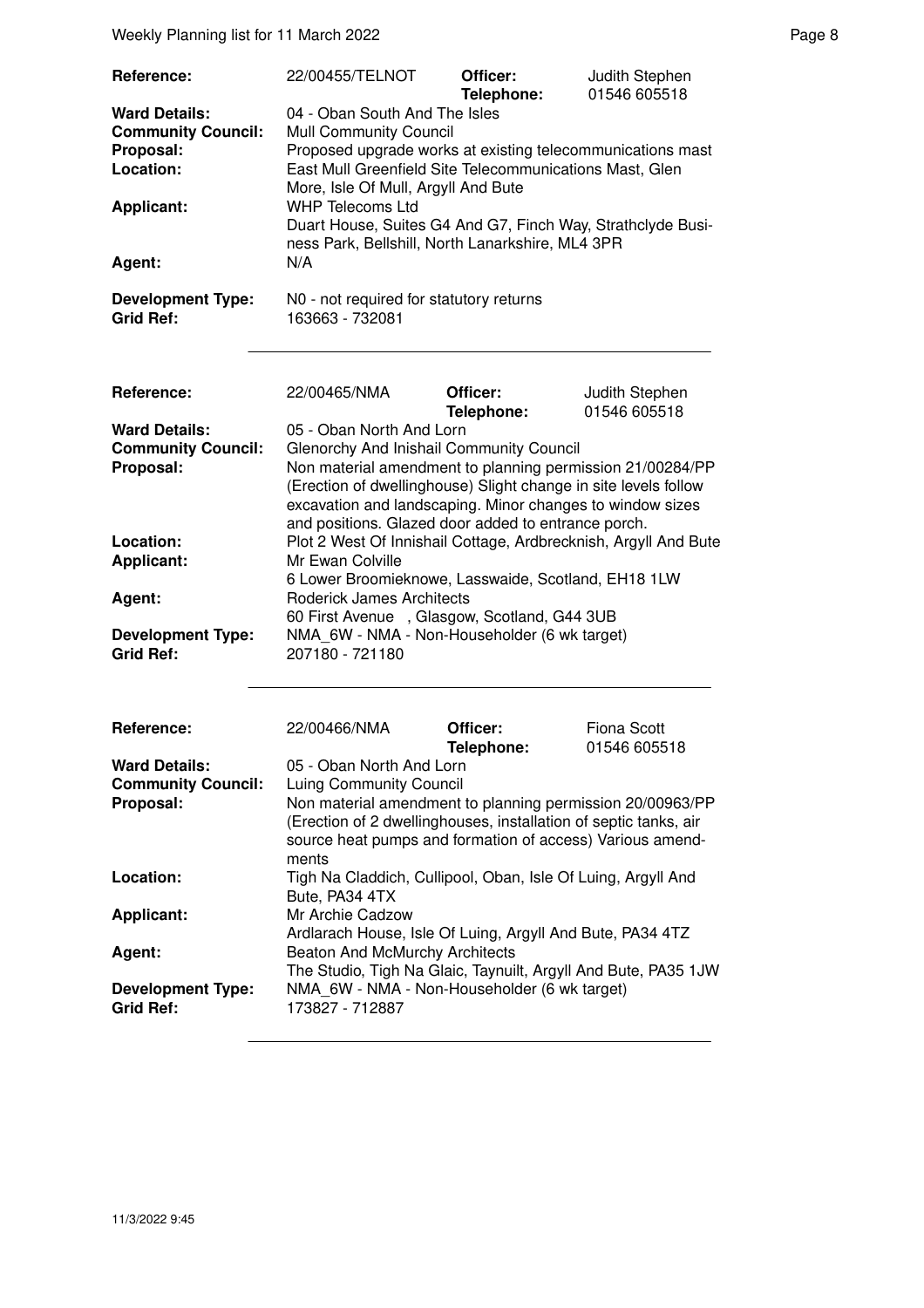| | | | |
|---|---|---|---|
| **Reference:** | 22/00455/TELNOT | **Officer:** **Telephone:** | Judith Stephen 01546 605518 |
| **Ward Details:** | 04 - Oban South And The Isles | | |
| **Community Council:** | Mull Community Council | | |
| **Proposal:** | Proposed upgrade works at existing telecommunications mast | | |
| **Location:** | East Mull Greenfield Site Telecommunications Mast, Glen More, Isle Of Mull, Argyll And Bute | | |
| **Applicant:** | WHP Telecoms Ltd Duart House, Suites G4 And G7, Finch Way, Strathclyde Business Park, Bellshill, North Lanarkshire, ML4 3PR | | |
| **Agent:** | N/A | | |
| **Development Type:** | N0 - not required for statutory returns | | |
| **Grid Ref:** | 163663 - 732081 | | |

| | | | |
|---|---|---|---|
| **Reference:** | 22/00465/NMA | **Officer:** **Telephone:** | Judith Stephen 01546 605518 |
| **Ward Details:** | 05 - Oban North And Lorn | | |
| **Community Council:** | Glenorchy And Inishail Community Council | | |
| **Proposal:** | Non material amendment to planning permission 21/00284/PP (Erection of dwellinghouse) Slight change in site levels follow excavation and landscaping. Minor changes to window sizes and positions. Glazed door added to entrance porch. | | |
| **Location:** | Plot 2 West Of Innishail Cottage, Ardbrecknish, Argyll And Bute | | |
| **Applicant:** | Mr Ewan Colville 6 Lower Broomieknowe, Lasswaide, Scotland, EH18 1LW | | |
| **Agent:** | Roderick James Architects 60 First Avenue , Glasgow, Scotland, G44 3UB | | |
| **Development Type:** | NMA_6W - NMA - Non-Householder (6 wk target) | | |
| **Grid Ref:** | 207180 - 721180 | | |

| | | | |
|---|---|---|---|
| **Reference:** | 22/00466/NMA | **Officer:** **Telephone:** | Fiona Scott 01546 605518 |
| **Ward Details:** | 05 - Oban North And Lorn | | |
| **Community Council:** | Luing Community Council | | |
| **Proposal:** | Non material amendment to planning permission 20/00963/PP (Erection of 2 dwellinghouses, installation of septic tanks, air source heat pumps and formation of access) Various amendments | | |
| **Location:** | Tigh Na Claddich, Cullipool, Oban, Isle Of Luing, Argyll And Bute, PA34 4TX | | |
| **Applicant:** | Mr Archie Cadzow Ardlarach House, Isle Of Luing, Argyll And Bute, PA34 4TZ | | |
| **Agent:** | Beaton And McMurchy Architects The Studio, Tigh Na Glaic, Taynuilt, Argyll And Bute, PA35 1JW | | |
| **Development Type:** | NMA_6W - NMA - Non-Householder (6 wk target) | | |
| **Grid Ref:** | 173827 - 712887 | | |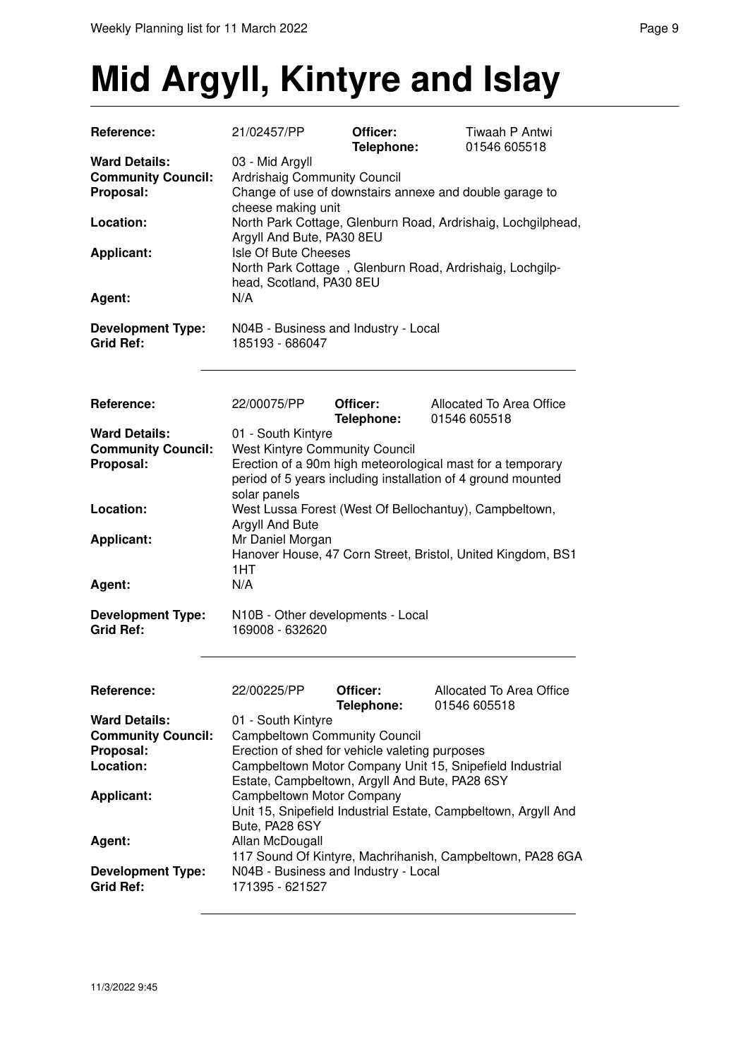# Mid Argyll, Kintyre and Islay

| | | | |
|---|---|---|---|
| **Reference:** | 21/02457/PP | **Officer:** **Telephone:** | Tiwaah P Antwi 01546 605518 |
| **Ward Details:** | 03 - Mid Argyll | | |
| **Community Council:** | Ardrishaig Community Council | | |
| **Proposal:** | Change of use of downstairs annexe and double garage to cheese making unit | | |
| **Location:** | North Park Cottage, Glenburn Road, Ardrishaig, Lochgilphead, Argyll And Bute, PA30 8EU | | |
| **Applicant:** | Isle Of Bute Cheeses North Park Cottage , Glenburn Road, Ardrishaig, Lochgilphead, Scotland, PA30 8EU | | |
| **Agent:** | N/A | | |
| **Development Type:** | N04B - Business and Industry - Local | | |
| **Grid Ref:** | 185193 - 686047 | | |

| | | | |
|---|---|---|---|
| **Reference:** | 22/00075/PP | **Officer:** **Telephone:** | Allocated To Area Office 01546 605518 |
| **Ward Details:** | 01 - South Kintyre | | |
| **Community Council:** | West Kintyre Community Council | | |
| **Proposal:** | Erection of a 90m high meteorological mast for a temporary period of 5 years including installation of 4 ground mounted solar panels | | |
| **Location:** | West Lussa Forest (West Of Bellochantuy), Campbeltown, Argyll And Bute | | |
| **Applicant:** | Mr Daniel Morgan Hanover House, 47 Corn Street, Bristol, United Kingdom, BS1 1HT | | |
| **Agent:** | N/A | | |
| **Development Type:** | N10B - Other developments - Local | | |
| **Grid Ref:** | 169008 - 632620 | | |

| | | | |
|---|---|---|---|
| **Reference:** | 22/00225/PP | **Officer:** **Telephone:** | Allocated To Area Office 01546 605518 |
| **Ward Details:** | 01 - South Kintyre | | |
| **Community Council:** | Campbeltown Community Council | | |
| **Proposal:** | Erection of shed for vehicle valeting purposes | | |
| **Location:** | Campbeltown Motor Company Unit 15, Snipefield Industrial Estate, Campbeltown, Argyll And Bute, PA28 6SY | | |
| **Applicant:** | Campbeltown Motor Company Unit 15, Snipefield Industrial Estate, Campbeltown, Argyll And Bute, PA28 6SY | | |
| **Agent:** | Allan McDougall 117 Sound Of Kintyre, Machrihanish, Campbeltown, PA28 6GA | | |
| **Development Type:** | N04B - Business and Industry - Local | | |
| **Grid Ref:** | 171395 - 621527 | | |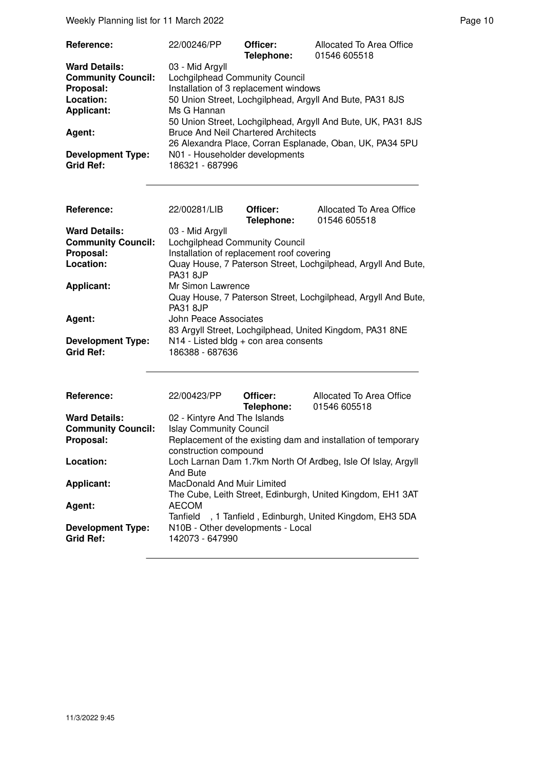| | | | |
|---|---|---|---|
| **Reference:** | 22/00246/PP | **Officer:** **Telephone:** | Allocated To Area Office 01546 605518 |
| **Ward Details:** | 03 - Mid Argyll | | |
| **Community Council:** | Lochgilphead Community Council | | |
| **Proposal:** | Installation of 3 replacement windows | | |
| **Location:** | 50 Union Street, Lochgilphead, Argyll And Bute, PA31 8JS | | |
| **Applicant:** | Ms G Hannan<br>50 Union Street, Lochgilphead, Argyll And Bute, UK, PA31 8JS | | |
| **Agent:** | Bruce And Neil Chartered Architects<br>26 Alexandra Place, Corran Esplanade, Oban, UK, PA34 5PU | | |
| **Development Type:** | N01 - Householder developments | | |
| **Grid Ref:** | 186321 - 687996 | | |

| | | | |
|---|---|---|---|
| **Reference:** | 22/00281/LIB | **Officer:** **Telephone:** | Allocated To Area Office 01546 605518 |
| **Ward Details:** | 03 - Mid Argyll | | |
| **Community Council:** | Lochgilphead Community Council | | |
| **Proposal:** | Installation of replacement roof covering | | |
| **Location:** | Quay House, 7 Paterson Street, Lochgilphead, Argyll And Bute, PA31 8JP | | |
| **Applicant:** | Mr Simon Lawrence<br>Quay House, 7 Paterson Street, Lochgilphead, Argyll And Bute, PA31 8JP | | |
| **Agent:** | John Peace Associates<br>83 Argyll Street, Lochgilphead, United Kingdom, PA31 8NE | | |
| **Development Type:** | N14 - Listed bldg + con area consents | | |
| **Grid Ref:** | 186388 - 687636 | | |

| | | | |
|---|---|---|---|
| **Reference:** | 22/00423/PP | **Officer:** **Telephone:** | Allocated To Area Office 01546 605518 |
| **Ward Details:** | 02 - Kintyre And The Islands | | |
| **Community Council:** | Islay Community Council | | |
| **Proposal:** | Replacement of the existing dam and installation of temporary construction compound | | |
| **Location:** | Loch Larnan Dam 1.7km North Of Ardbeg, Isle Of Islay, Argyll And Bute | | |
| **Applicant:** | MacDonald And Muir Limited<br>The Cube, Leith Street, Edinburgh, United Kingdom, EH1 3AT | | |
| **Agent:** | AECOM<br>Tanfield , 1 Tanfield , Edinburgh, United Kingdom, EH3 5DA | | |
| **Development Type:** | N10B - Other developments - Local | | |
| **Grid Ref:** | 142073 - 647990 | | |